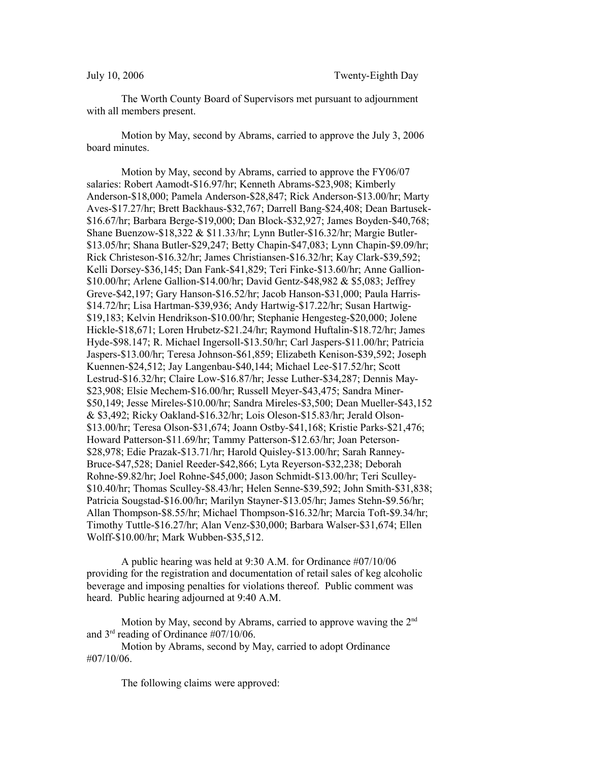July 10, 2006 Twenty-Eighth Day

The Worth County Board of Supervisors met pursuant to adjournment with all members present.

Motion by May, second by Abrams, carried to approve the July 3, 2006 board minutes.

Motion by May, second by Abrams, carried to approve the FY06/07 salaries: Robert Aamodt-$16.97/hr; Kenneth Abrams-$23,908; Kimberly Anderson-$18,000; Pamela Anderson-$28,847; Rick Anderson-$13.00/hr; Marty Aves-$17.27/hr; Brett Backhaus-$32,767; Darrell Bang-$24,408; Dean Bartusek-$16.67/hr; Barbara Berge-$19,000; Dan Block-$32,927; James Boyden-$40,768; Shane Buenzow-$18,322 & $11.33/hr; Lynn Butler-$16.32/hr; Margie Butler-$13.05/hr; Shana Butler-$29,247; Betty Chapin-$47,083; Lynn Chapin-$9.09/hr; Rick Christeson-$16.32/hr; James Christiansen-$16.32/hr; Kay Clark-$39,592; Kelli Dorsey-$36,145; Dan Fank-$41,829; Teri Finke-$13.60/hr; Anne Gallion-$10.00/hr; Arlene Gallion-$14.00/hr; David Gentz-$48,982 & $5,083; Jeffrey Greve-$42,197; Gary Hanson-$16.52/hr; Jacob Hanson-$31,000; Paula Harris-$14.72/hr; Lisa Hartman-$39,936; Andy Hartwig-$17.22/hr; Susan Hartwig-$19,183; Kelvin Hendrikson-$10.00/hr; Stephanie Hengesteg-$20,000; Jolene Hickle-$18,671; Loren Hrubetz-$21.24/hr; Raymond Huftalin-$18.72/hr; James Hyde-$98.147; R. Michael Ingersoll-$13.50/hr; Carl Jaspers-$11.00/hr; Patricia Jaspers-$13.00/hr; Teresa Johnson-$61,859; Elizabeth Kenison-$39,592; Joseph Kuennen-$24,512; Jay Langenbau-$40,144; Michael Lee-$17.52/hr; Scott Lestrud-$16.32/hr; Claire Low-$16.87/hr; Jesse Luther-$34,287; Dennis May-$23,908; Elsie Mechem-$16.00/hr; Russell Meyer-$43,475; Sandra Miner-$50,149; Jesse Mireles-$10.00/hr; Sandra Mireles-$3,500; Dean Mueller-$43,152 & $3,492; Ricky Oakland-$16.32/hr; Lois Oleson-$15.83/hr; Jerald Olson-$13.00/hr; Teresa Olson-$31,674; Joann Ostby-$41,168; Kristie Parks-$21,476; Howard Patterson-$11.69/hr; Tammy Patterson-$12.63/hr; Joan Peterson-$28,978; Edie Prazak-$13.71/hr; Harold Quisley-$13.00/hr; Sarah Ranney-Bruce-$47,528; Daniel Reeder-$42,866; Lyta Reyerson-$32,238; Deborah Rohne-$9.82/hr; Joel Rohne-$45,000; Jason Schmidt-$13.00/hr; Teri Sculley-$10.40/hr; Thomas Sculley-$8.43/hr; Helen Senne-$39,592; John Smith-$31,838; Patricia Sougstad-$16.00/hr; Marilyn Stayner-$13.05/hr; James Stehn-$9.56/hr; Allan Thompson-$8.55/hr; Michael Thompson-$16.32/hr; Marcia Toft-$9.34/hr; Timothy Tuttle-$16.27/hr; Alan Venz-$30,000; Barbara Walser-$31,674; Ellen Wolff-$10.00/hr; Mark Wubben-$35,512.

A public hearing was held at 9:30 A.M. for Ordinance #07/10/06 providing for the registration and documentation of retail sales of keg alcoholic beverage and imposing penalties for violations thereof. Public comment was heard. Public hearing adjourned at 9:40 A.M.

Motion by May, second by Abrams, carried to approve waving the 2nd and 3rd reading of Ordinance #07/10/06.

Motion by Abrams, second by May, carried to adopt Ordinance #07/10/06.

The following claims were approved: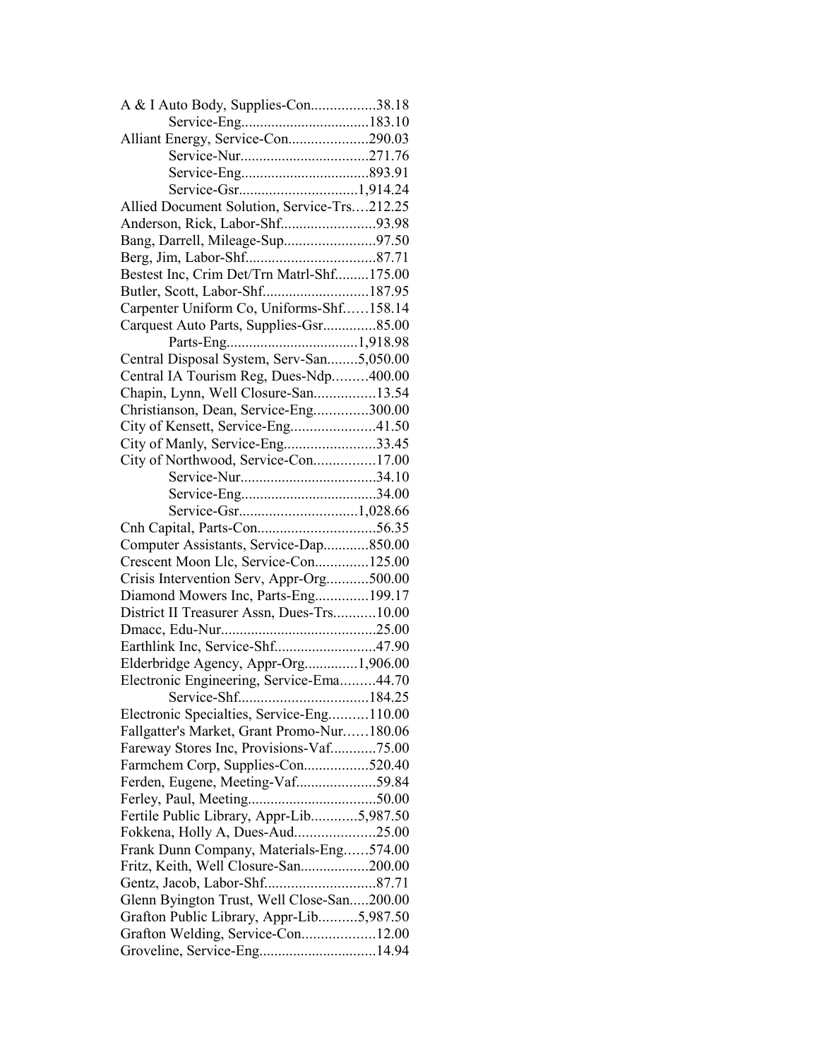A & I Auto Body, Supplies-Con.................38.18
Service-Eng..................................183.10
Alliant Energy, Service-Con.....................290.03
Service-Nur..................................271.76
Service-Eng..................................893.91
Service-Gsr...............................1,914.24
Allied Document Solution, Service-Trs....212.25
Anderson, Rick, Labor-Shf.........................93.98
Bang, Darrell, Mileage-Sup........................97.50
Berg, Jim, Labor-Shf..................................87.71
Bestest Inc, Crim Det/Trn Matrl-Shf.........175.00
Butler, Scott, Labor-Shf...........................187.95
Carpenter Uniform Co, Uniforms-Shf......158.14
Carquest Auto Parts, Supplies-Gsr..............85.00
Parts-Eng...................................1,918.98
Central Disposal System, Serv-San........5,050.00
Central IA Tourism Reg, Dues-Ndp.........400.00
Chapin, Lynn, Well Closure-San................13.54
Christianson, Dean, Service-Eng..............300.00
City of Kensett, Service-Eng......................41.50
City of Manly, Service-Eng........................33.45
City of Northwood, Service-Con................17.00
Service-Nur....................................34.10
Service-Eng....................................34.00
Service-Gsr...............................1,028.66
Cnh Capital, Parts-Con...............................56.35
Computer Assistants, Service-Dap............850.00
Crescent Moon Llc, Service-Con..............125.00
Crisis Intervention Serv, Appr-Org...........500.00
Diamond Mowers Inc, Parts-Eng..............199.17
District II Treasurer Assn, Dues-Trs...........10.00
Dmacc, Edu-Nur.........................................25.00
Earthlink Inc, Service-Shf..........................47.90
Elderbridge Agency, Appr-Org..............1,906.00
Electronic Engineering, Service-Ema.........44.70
Service-Shf..................................184.25
Electronic Specialties, Service-Eng..........110.00
Fallgatter's Market, Grant Promo-Nur......180.06
Fareway Stores Inc, Provisions-Vaf............75.00
Farmchem Corp, Supplies-Con.................520.40
Ferden, Eugene, Meeting-Vaf.....................59.84
Ferley, Paul, Meeting.................................50.00
Fertile Public Library, Appr-Lib............5,987.50
Fokkena, Holly A, Dues-Aud.....................25.00
Frank Dunn Company, Materials-Eng......574.00
Fritz, Keith, Well Closure-San..................200.00
Gentz, Jacob, Labor-Shf.............................87.71
Glenn Byington Trust, Well Close-San.....200.00
Grafton Public Library, Appr-Lib..........5,987.50
Grafton Welding, Service-Con...................12.00
Groveline, Service-Eng..............................14.94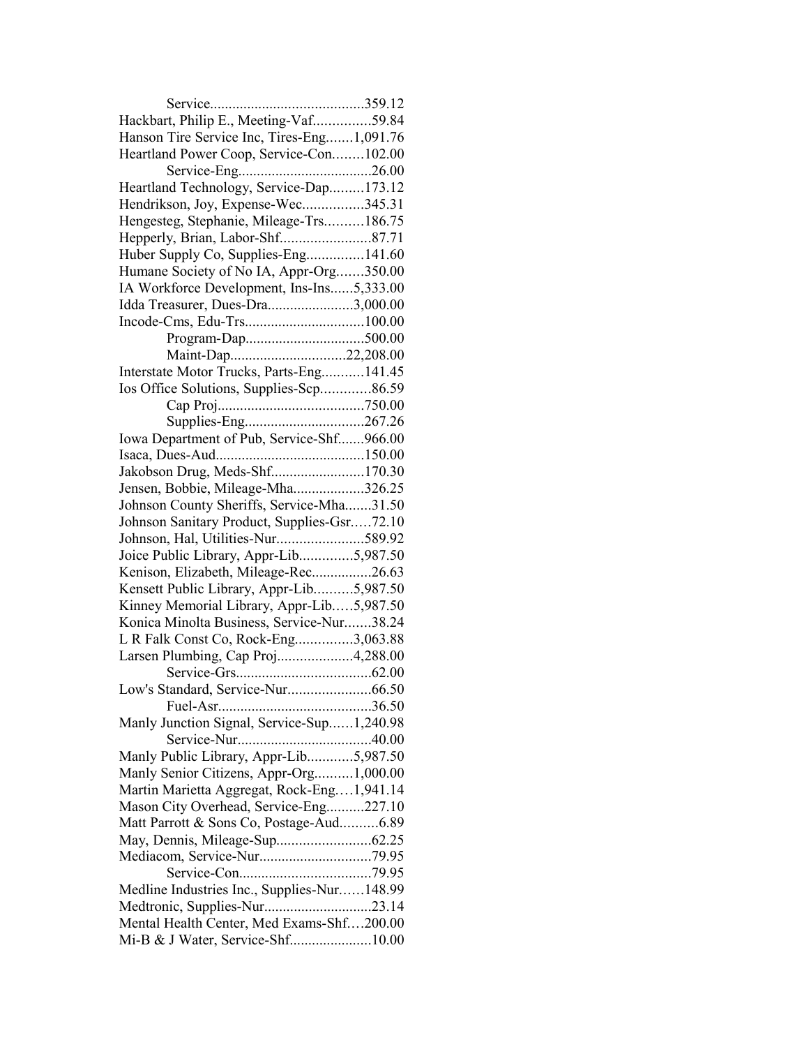Service.........................................359.12
Hackbart, Philip E., Meeting-Vaf...............59.84
Hanson Tire Service Inc, Tires-Eng.......1,091.76
Heartland Power Coop, Service-Con........102.00
Service-Eng...................................26.00
Heartland Technology, Service-Dap.........173.12
Hendrikson, Joy, Expense-Wec................345.31
Hengesteg, Stephanie, Mileage-Trs..........186.75
Hepperly, Brian, Labor-Shf........................87.71
Huber Supply Co, Supplies-Eng...............141.60
Humane Society of No IA, Appr-Org.......350.00
IA Workforce Development, Ins-Ins......5,333.00
Idda Treasurer, Dues-Dra.......................3,000.00
Incode-Cms, Edu-Trs................................100.00
Program-Dap................................500.00
Maint-Dap...............................22,208.00
Interstate Motor Trucks, Parts-Eng...........141.45
Ios Office Solutions, Supplies-Scp.............86.59
Cap Proj.......................................750.00
Supplies-Eng................................267.26
Iowa Department of Pub, Service-Shf.......966.00
Isaca, Dues-Aud........................................150.00
Jakobson Drug, Meds-Shf.........................170.30
Jensen, Bobbie, Mileage-Mha...................326.25
Johnson County Sheriffs, Service-Mha.......31.50
Johnson Sanitary Product, Supplies-Gsr.....72.10
Johnson, Hal, Utilities-Nur.......................589.92
Joice Public Library, Appr-Lib..............5,987.50
Kenison, Elizabeth, Mileage-Rec................26.63
Kensett Public Library, Appr-Lib..........5,987.50
Kinney Memorial Library, Appr-Lib.....5,987.50
Konica Minolta Business, Service-Nur.......38.24
L R Falk Const Co, Rock-Eng...............3,063.88
Larsen Plumbing, Cap Proj....................4,288.00
Service-Grs....................................62.00
Low's Standard, Service-Nur......................66.50
Fuel-Asr.........................................36.50
Manly Junction Signal, Service-Sup......1,240.98
Service-Nur....................................40.00
Manly Public Library, Appr-Lib............5,987.50
Manly Senior Citizens, Appr-Org..........1,000.00
Martin Marietta Aggregat, Rock-Eng....1,941.14
Mason City Overhead, Service-Eng..........227.10
Matt Parrott & Sons Co, Postage-Aud..........6.89
May, Dennis, Mileage-Sup.........................62.25
Mediacom, Service-Nur..............................79.95
Service-Con...................................79.95
Medline Industries Inc., Supplies-Nur......148.99
Medtronic, Supplies-Nur.............................23.14
Mental Health Center, Med Exams-Shf....200.00
Mi-B & J Water, Service-Shf......................10.00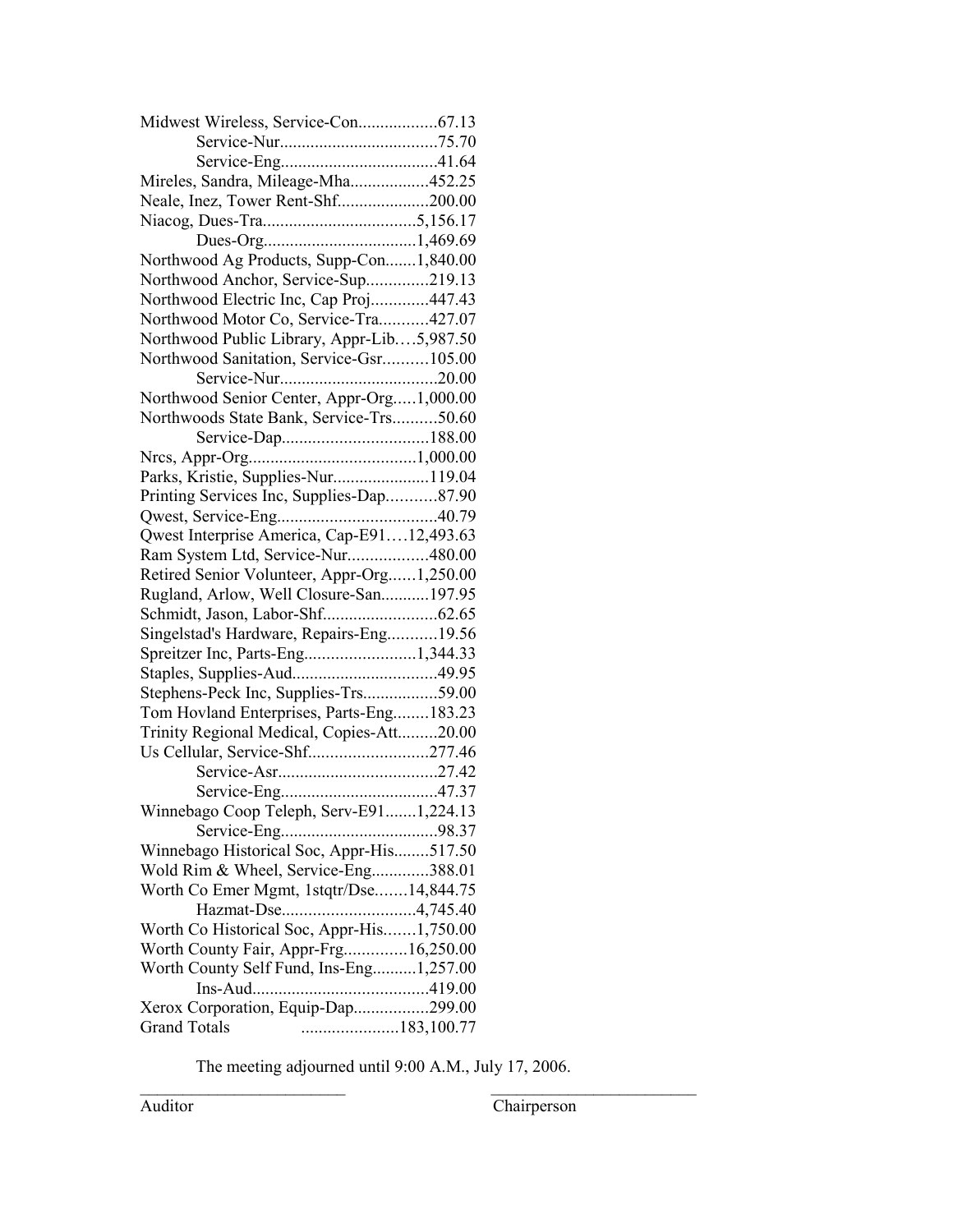Midwest Wireless, Service-Con..................67.13
Service-Nur....................................75.70
Service-Eng....................................41.64
Mireles, Sandra, Mileage-Mha..................452.25
Neale, Inez, Tower Rent-Shf....................200.00
Niacog, Dues-Tra...................................5,156.17
Dues-Org...................................1,469.69
Northwood Ag Products, Supp-Con.......1,840.00
Northwood Anchor, Service-Sup..............219.13
Northwood Electric Inc, Cap Proj.............447.43
Northwood Motor Co, Service-Tra...........427.07
Northwood Public Library, Appr-Lib….5,987.50
Northwood Sanitation, Service-Gsr..........105.00
Service-Nur....................................20.00
Northwood Senior Center, Appr-Org.....1,000.00
Northwoods State Bank, Service-Trs..........50.60
Service-Dap.................................188.00
Nrcs, Appr-Org......................................1,000.00
Parks, Kristie, Supplies-Nur......................119.04
Printing Services Inc, Supplies-Dap...........87.90
Qwest, Service-Eng....................................40.79
Qwest Interprise America, Cap-E91….12,493.63
Ram System Ltd, Service-Nur..................480.00
Retired Senior Volunteer, Appr-Org......1,250.00
Rugland, Arlow, Well Closure-San...........197.95
Schmidt, Jason, Labor-Shf..........................62.65
Singelstad's Hardware, Repairs-Eng...........19.56
Spreitzer Inc, Parts-Eng.........................1,344.33
Staples, Supplies-Aud.................................49.95
Stephens-Peck Inc, Supplies-Trs.................59.00
Tom Hovland Enterprises, Parts-Eng........183.23
Trinity Regional Medical, Copies-Att.........20.00
Us Cellular, Service-Shf...........................277.46
Service-Asr....................................27.42
Service-Eng....................................47.37
Winnebago Coop Teleph, Serv-E91.......1,224.13
Service-Eng....................................98.37
Winnebago Historical Soc, Appr-His........517.50
Wold Rim & Wheel, Service-Eng.............388.01
Worth Co Emer Mgmt, 1stqtr/Dse.......14,844.75
Hazmat-Dse..............................4,745.40
Worth Co Historical Soc, Appr-His.......1,750.00
Worth County Fair, Appr-Frg..............16,250.00
Worth County Self Fund, Ins-Eng..........1,257.00
Ins-Aud........................................419.00
Xerox Corporation, Equip-Dap.................299.00
Grand Totals ......................183,100.77

The meeting adjourned until 9:00 A.M., July 17, 2006.

\_\_\_\_\_\_\_\_\_\_\_\_\_\_\_\_\_\_\_\_\_\_\_\_\_ \_\_\_\_\_\_\_\_\_\_\_\_\_\_\_\_\_\_\_\_\_\_\_\_\_
Auditor Chairperson